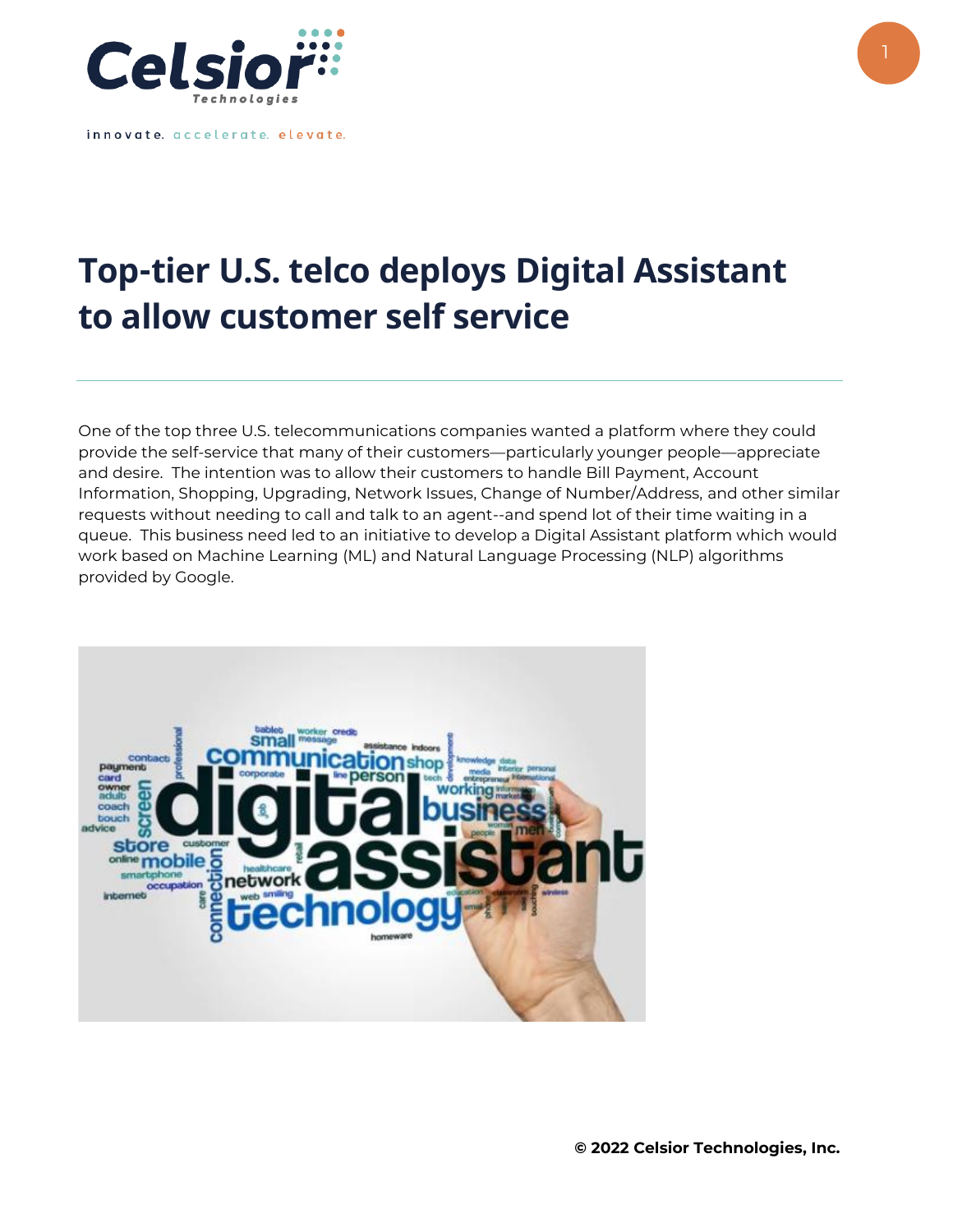innovate. accelerate. elevate.

# Top-tier U.S. telco deploys Digital Assistant to allow customer self service

One of the top three U.S. telecommunications companies wanted a platform where they could provide the self-service that many of their customers—particularly younger people—appreciate and desire. The intention was to allow their customers to handle Bill Payment, Account Information, Shopping, Upgrading, Network Issues, Change of Number/Address, and other similar requests without needing to call and talk to an agent--and spend lot of their time waiting in a queue. This business need led to an initiative to develop a Digital Assistant platform which would work based on Machine Learning (ML) and Natural Language Processing (NLP) algorithms provided by Google.

**© 2022 Celsior Technologies, Inc.**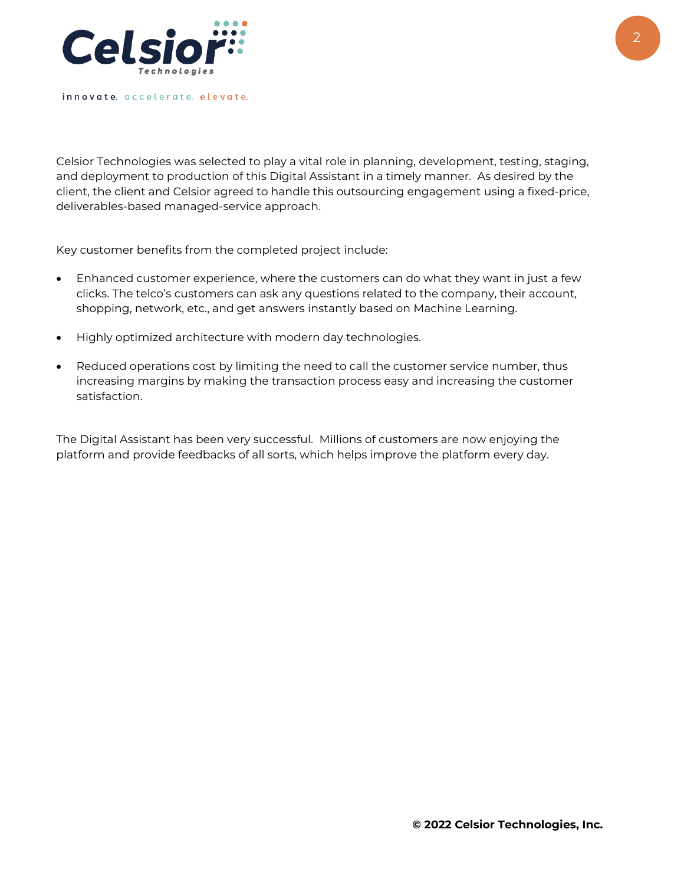Celsior Technologies was selected to play a vital role in planning, development, testing, staging, and deployment to production of this Digital Assistant in a timely manner.  As desired by the client, the client and Celsior agreed to handle this outsourcing engagement using a fixed-price, deliverables-based managed-service approach.

Key customer benefits from the completed project include:

- Enhanced customer experience, where the customers can do what they want in just a few clicks. The telco's customers can ask any questions related to the company, their account, shopping, network, etc., and get answers instantly based on Machine Learning.
- Highly optimized architecture with modern day technologies.
- Reduced operations cost by limiting the need to call the customer service number, thus increasing margins by making the transaction process easy and increasing the customer satisfaction.

The Digital Assistant has been very successful.  Millions of customers are now enjoying the platform and provide feedbacks of all sorts, which helps improve the platform every day.

**© 2022 Celsior Technologies, Inc.**